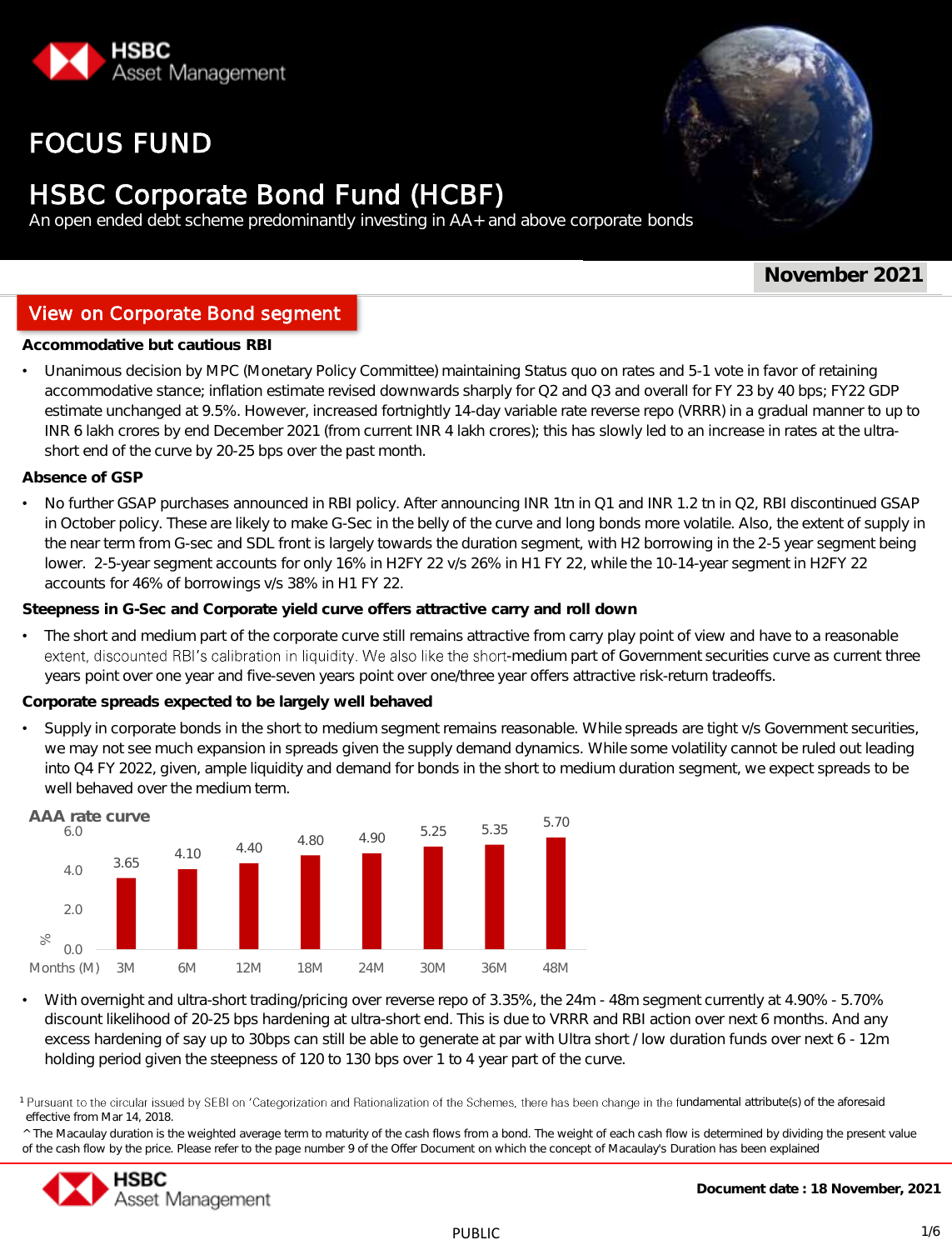HSBC Asset Management

# FOCUS FUND

# HSBC Corporate Bond Fund (HCBF)

An open ended debt scheme predominantly investing in AA+ and above corporate bonds

**November 2021**

## View on Corporate Bond segment

**Accommodative but cautious RBI**

- Unanimous decision by MPC (Monetary Policy Committee) maintaining Status quo on rates and 5-1 vote in favor of retaining accommodative stance; inflation estimate revised downwards sharply for Q2 and Q3 and overall for FY 23 by 40 bps; FY22 GDP estimate unchanged at 9.5%. However, increased fortnightly 14-day variable rate reverse repo (VRRR) in a gradual manner to up to INR 6 lakh crores by end December 2021 (from current INR 4 lakh crores); this has slowly led to an increase in rates at the ultra-short end of the curve by 20-25 bps over the past month.

**Absence of GSP**

- No further GSAP purchases announced in RBI policy. After announcing INR 1tn in Q1 and INR 1.2 tn in Q2, RBI discontinued GSAP in October policy. These are likely to make G-Sec in the belly of the curve and long bonds more volatile. Also, the extent of supply in the near term from G-sec and SDL front is largely towards the duration segment, with H2 borrowing in the 2-5 year segment being lower. 2-5-year segment accounts for only 16% in H2FY 22 v/s 26% in H1 FY 22, while the 10-14-year segment in H2FY 22 accounts for 46% of borrowings v/s 38% in H1 FY 22.

**Steepness in G-Sec and Corporate yield curve offers attractive carry and roll down**

- The short and medium part of the corporate curve still remains attractive from carry play point of view and have to a reasonable extent, discounted RBI's calibration in liquidity. We also like the short-medium part of Government securities curve as current three years point over one year and five-seven years point over one/three year offers attractive risk-return tradeoffs.

**Corporate spreads expected to be largely well behaved**

- Supply in corporate bonds in the short to medium segment remains reasonable. While spreads are tight v/s Government securities, we may not see much expansion in spreads given the supply demand dynamics. While some volatility cannot be ruled out leading into Q4 FY 2022, given, ample liquidity and demand for bonds in the short to medium duration segment, we expect spreads to be well behaved over the medium term.

**AAA rate curve**

| Months (M) | 3M | 6M | 12M | 18M | 24M | 30M | 36M | 48M |
|---|---|---|---|---|---|---|---|---|
| % | 3.65 | 4.10 | 4.40 | 4.80 | 4.90 | 5.25 | 5.35 | 5.70 |

- With overnight and ultra-short trading/pricing over reverse repo of 3.35%, the 24m - 48m segment currently at 4.90% - 5.70% discount likelihood of 20-25 bps hardening at ultra-short end. This is due to VRRR and RBI action over next 6 months. And any excess hardening of say up to 30bps can still be able to generate at par with Ultra short / low duration funds over next 6 - 12m holding period given the steepness of 120 to 130 bps over 1 to 4 year part of the curve.

[1] Pursuant to the circular issued by SEBI on 'Categorization and Rationalization of the Schemes, there has been change in the fundamental attribute(s) of the aforesaid effective from Mar 14, 2018.

^ The Macaulay duration is the weighted average term to maturity of the cash flows from a bond. The weight of each cash flow is determined by dividing the present value of the cash flow by the price. Please refer to the page number 9 of the Offer Document on which the concept of Macaulay's Duration has been explained

**Document date : 18 November, 2021**

PUBLIC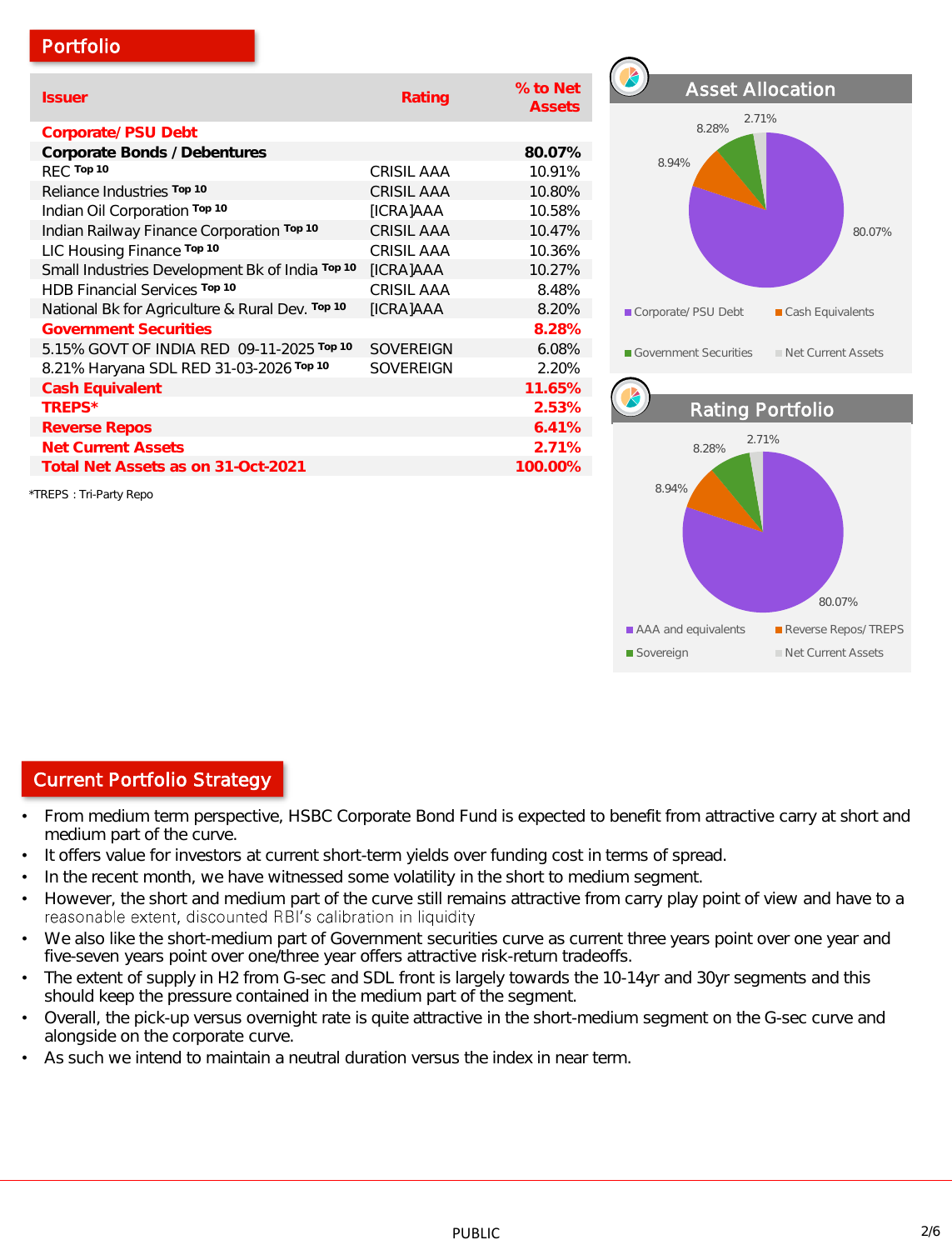## Portfolio

| Issuer | Rating | % to Net Assets |
|---|---|---|
| **Corporate/ PSU Debt** | | |
| **Corporate Bonds / Debentures** | | **80.07%** |
| REC Top 10 | CRISIL AAA | 10.91% |
| Reliance Industries Top 10 | CRISIL AAA | 10.80% |
| Indian Oil Corporation Top 10 | [ICRA]AAA | 10.58% |
| Indian Railway Finance Corporation Top 10 | CRISIL AAA | 10.47% |
| LIC Housing Finance Top 10 | CRISIL AAA | 10.36% |
| Small Industries Development Bk of India Top 10 | [ICRA]AAA | 10.27% |
| HDB Financial Services Top 10 | CRISIL AAA | 8.48% |
| National Bk for Agriculture & Rural Dev. Top 10 | [ICRA]AAA | 8.20% |
| **Government Securities** | | **8.28%** |
| 5.15% GOVT OF INDIA RED 09-11-2025 Top 10 | SOVEREIGN | 6.08% |
| 8.21% Haryana SDL RED 31-03-2026 Top 10 | SOVEREIGN | 2.20% |
| **Cash Equivalent** | | **11.65%** |
| **TREPS*** | | **2.53%** |
| **Reverse Repos** | | **6.41%** |
| **Net Current Assets** | | **2.71%** |
| **Total Net Assets as on 31-Oct-2021** | | **100.00%** |

*TREPS : Tri-Party Repo

## Asset Allocation

| Category | % |
|---|---|
| Corporate/ PSU Debt | 80.07% |
| Cash Equivalents | 8.94% |
| Government Securities | 8.28% |
| Net Current Assets | 2.71% |

## Rating Portfolio

| Category | % |
|---|---|
| AAA and equivalents | 80.07% |
| Reverse Repos/ TREPS | 8.94% |
| Sovereign | 8.28% |
| Net Current Assets | 2.71% |

## Current Portfolio Strategy

- From medium term perspective, HSBC Corporate Bond Fund is expected to benefit from attractive carry at short and medium part of the curve.
- It offers value for investors at current short-term yields over funding cost in terms of spread.
- In the recent month, we have witnessed some volatility in the short to medium segment.
- However, the short and medium part of the curve still remains attractive from carry play point of view and have to a reasonable extent, discounted RBI's calibration in liquidity
- We also like the short-medium part of Government securities curve as current three years point over one year and five-seven years point over one/three year offers attractive risk-return tradeoffs.
- The extent of supply in H2 from G-sec and SDL front is largely towards the 10-14yr and 30yr segments and this should keep the pressure contained in the medium part of the segment.
- Overall, the pick-up versus overnight rate is quite attractive in the short-medium segment on the G-sec curve and alongside on the corporate curve.
- As such we intend to maintain a neutral duration versus the index in near term.

PUBLIC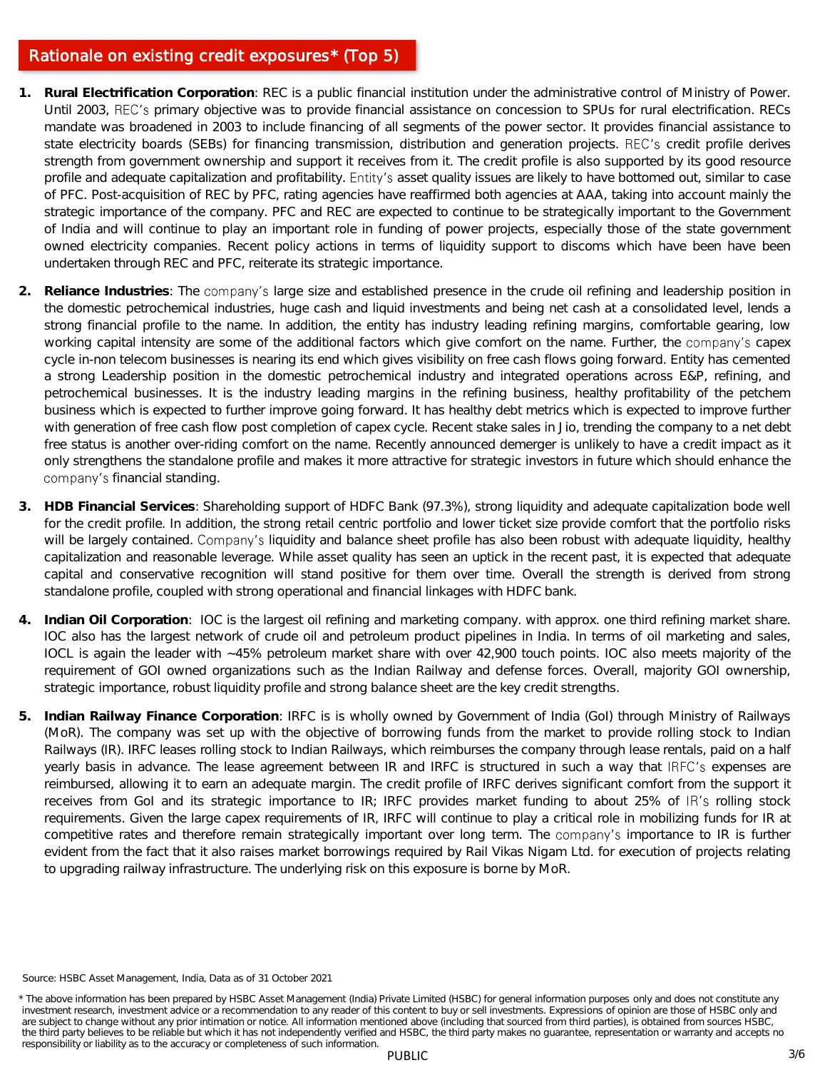## Rationale on existing credit exposures* (Top 5)

1. **Rural Electrification Corporation**: REC is a public financial institution under the administrative control of Ministry of Power. Until 2003, REC's primary objective was to provide financial assistance on concession to SPUs for rural electrification. RECs mandate was broadened in 2003 to include financing of all segments of the power sector. It provides financial assistance to state electricity boards (SEBs) for financing transmission, distribution and generation projects. REC's credit profile derives strength from government ownership and support it receives from it. The credit profile is also supported by its good resource profile and adequate capitalization and profitability. Entity's asset quality issues are likely to have bottomed out, similar to case of PFC. Post-acquisition of REC by PFC, rating agencies have reaffirmed both agencies at AAA, taking into account mainly the strategic importance of the company. PFC and REC are expected to continue to be strategically important to the Government of India and will continue to play an important role in funding of power projects, especially those of the state government owned electricity companies. Recent policy actions in terms of liquidity support to discoms which have been have been undertaken through REC and PFC, reiterate its strategic importance.

2. **Reliance Industries**: The company's large size and established presence in the crude oil refining and leadership position in the domestic petrochemical industries, huge cash and liquid investments and being net cash at a consolidated level, lends a strong financial profile to the name. In addition, the entity has industry leading refining margins, comfortable gearing, low working capital intensity are some of the additional factors which give comfort on the name. Further, the company's capex cycle in-non telecom businesses is nearing its end which gives visibility on free cash flows going forward. Entity has cemented a strong Leadership position in the domestic petrochemical industry and integrated operations across E&P, refining, and petrochemical businesses. It is the industry leading margins in the refining business, healthy profitability of the petchem business which is expected to further improve going forward. It has healthy debt metrics which is expected to improve further with generation of free cash flow post completion of capex cycle. Recent stake sales in Jio, trending the company to a net debt free status is another over-riding comfort on the name. Recently announced demerger is unlikely to have a credit impact as it only strengthens the standalone profile and makes it more attractive for strategic investors in future which should enhance the company's financial standing.

3. **HDB Financial Services**: Shareholding support of HDFC Bank (97.3%), strong liquidity and adequate capitalization bode well for the credit profile. In addition, the strong retail centric portfolio and lower ticket size provide comfort that the portfolio risks will be largely contained. Company's liquidity and balance sheet profile has also been robust with adequate liquidity, healthy capitalization and reasonable leverage. While asset quality has seen an uptick in the recent past, it is expected that adequate capital and conservative recognition will stand positive for them over time. Overall the strength is derived from strong standalone profile, coupled with strong operational and financial linkages with HDFC bank.

4. **Indian Oil Corporation**: IOC is the largest oil refining and marketing company. with approx. one third refining market share. IOC also has the largest network of crude oil and petroleum product pipelines in India. In terms of oil marketing and sales, IOCL is again the leader with ~45% petroleum market share with over 42,900 touch points. IOC also meets majority of the requirement of GOI owned organizations such as the Indian Railway and defense forces. Overall, majority GOI ownership, strategic importance, robust liquidity profile and strong balance sheet are the key credit strengths.

5. **Indian Railway Finance Corporation**: IRFC is is wholly owned by Government of India (GoI) through Ministry of Railways (MoR). The company was set up with the objective of borrowing funds from the market to provide rolling stock to Indian Railways (IR). IRFC leases rolling stock to Indian Railways, which reimburses the company through lease rentals, paid on a half yearly basis in advance. The lease agreement between IR and IRFC is structured in such a way that IRFC's expenses are reimbursed, allowing it to earn an adequate margin. The credit profile of IRFC derives significant comfort from the support it receives from GoI and its strategic importance to IR; IRFC provides market funding to about 25% of IR's rolling stock requirements. Given the large capex requirements of IR, IRFC will continue to play a critical role in mobilizing funds for IR at competitive rates and therefore remain strategically important over long term. The company's importance to IR is further evident from the fact that it also raises market borrowings required by Rail Vikas Nigam Ltd. for execution of projects relating to upgrading railway infrastructure. The underlying risk on this exposure is borne by MoR.

Source: HSBC Asset Management, India, Data as of 31 October 2021

* The above information has been prepared by HSBC Asset Management (India) Private Limited (HSBC) for general information purposes only and does not constitute any investment research, investment advice or a recommendation to any reader of this content to buy or sell investments. Expressions of opinion are those of HSBC only and are subject to change without any prior intimation or notice. All information mentioned above (including that sourced from third parties), is obtained from sources HSBC, the third party believes to be reliable but which it has not independently verified and HSBC, the third party makes no guarantee, representation or warranty and accepts no responsibility or liability as to the accuracy or completeness of such information.

PUBLIC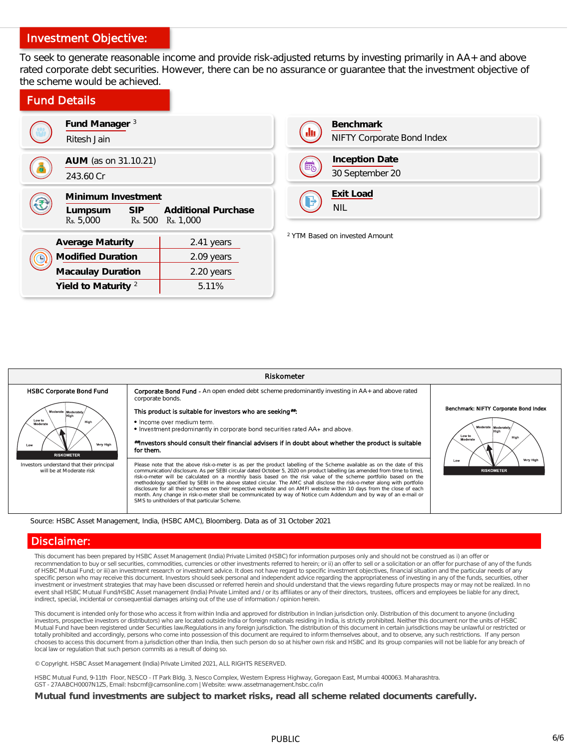## Investment Objective:

To seek to generate reasonable income and provide risk-adjusted returns by investing primarily in AA+ and above rated corporate debt securities. However, there can be no assurance or guarantee that the investment objective of the scheme would be achieved.

## Fund Details

**Fund Manager** [3]
Ritesh Jain

**AUM** (as on 31.10.21)
243.60 Cr

**Minimum Investment**

| Lumpsum | SIP | Additional Purchase |
|---|---|---|
| Rs. 5,000 | Rs. 500 | Rs. 1,000 |

| | |
|---|---|
| **Average Maturity** | 2.41 years |
| **Modified Duration** | 2.09 years |
| **Macaulay Duration** | 2.20 years |
| **Yield to Maturity** [2] | 5.11% |

**Benchmark**
NIFTY Corporate Bond Index

**Inception Date**
30 September 20

**Exit Load**
NIL

[2] YTM Based on invested Amount

### Riskometer

**HSBC Corporate Bond Fund**

Moderate, Moderately High, Low to Moderate, High, Low, Very High
RISKOMETER

Investors understand that their principal will be at Moderate risk

**Corporate Bond Fund** - An open ended debt scheme predominantly investing in AA+ and above rated corporate bonds.

**This product is suitable for investors who are seeking##:**

- Income over medium term.
- Investment predominantly in corporate bond securities rated AA+ and above.

**##Investors should consult their financial advisers in if doubt about whether the product is suitable for them.**

Please note that the above risk-o-meter is as per the product labelling of the Scheme available as on the date of this communication/ disclosure. As per SEBI circular dated October 5, 2020 on product labelling (as amended from time to time), risk-o-meter will be calculated on a monthly basis based on the risk value of the scheme portfolio based on the methodology specified by SEBI in the above stated circular. The AMC shall disclose the risk-o-meter along with portfolio disclosure for all their schemes on their respective website and on AMFI website within 10 days from the close of each month. Any change in risk-o-meter shall be communicated by way of Notice cum Addendum and by way of an e-mail or SMS to unitholders of that particular Scheme.

**Benchmark: NIFTY Corporate Bond Index**

Moderate, Moderately High, Low to Moderate, High, Low, Very High
RISKOMETER

Source: HSBC Asset Management, India, (HSBC AMC), Bloomberg. Data as of 31 October 2021

## Disclaimer:

This document has been prepared by HSBC Asset Management (India) Private Limited (HSBC) for information purposes only and should not be construed as i) an offer or recommendation to buy or sell securities, commodities, currencies or other investments referred to herein; or ii) an offer to sell or a solicitation or an offer for purchase of any of the funds of HSBC Mutual Fund; or iii) an investment research or investment advice. It does not have regard to specific investment objectives, financial situation and the particular needs of any specific person who may receive this document. Investors should seek personal and independent advice regarding the appropriateness of investing in any of the funds, securities, other investment or investment strategies that may have been discussed or referred herein and should understand that the views regarding future prospects may or may not be realized. In no event shall HSBC Mutual Fund/HSBC Asset management (India) Private Limited and / or its affiliates or any of their directors, trustees, officers and employees be liable for any direct, indirect, special, incidental or consequential damages arising out of the use of information / opinion herein.

This document is intended only for those who access it from within India and approved for distribution in Indian jurisdiction only. Distribution of this document to anyone (including investors, prospective investors or distributors) who are located outside India or foreign nationals residing in India, is strictly prohibited. Neither this document nor the units of HSBC Mutual Fund have been registered under Securities law/Regulations in any foreign jurisdiction. The distribution of this document in certain jurisdictions may be unlawful or restricted or totally prohibited and accordingly, persons who come into possession of this document are required to inform themselves about, and to observe, any such restrictions. If any person chooses to access this document from a jurisdiction other than India, then such person do so at his/her own risk and HSBC and its group companies will not be liable for any breach of local law or regulation that such person commits as a result of doing so.

© Copyright. HSBC Asset Management (India) Private Limited 2021, ALL RIGHTS RESERVED.

HSBC Mutual Fund, 9-11th Floor, NESCO - IT Park Bldg. 3, Nesco Complex, Western Express Highway, Goregaon East, Mumbai 400063. Maharashtra.
GST - 27AABCH0007N1ZS, Email: hsbcmf@camsonline.com | Website: www.assetmanagement.hsbc.co/in

**Mutual fund investments are subject to market risks, read all scheme related documents carefully.**

PUBLIC